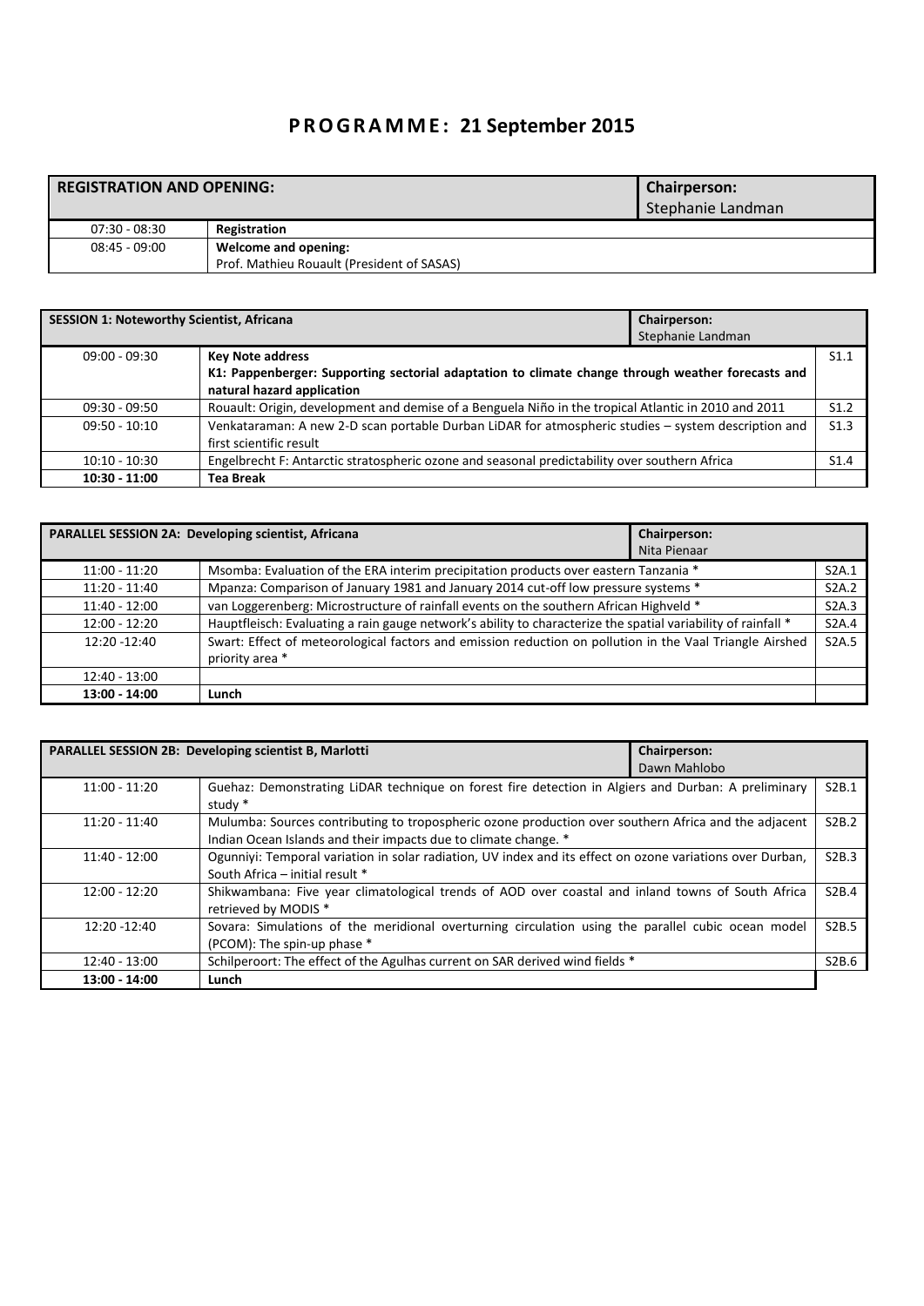# PROGRAMME: 21 September 2015

| REGISTRATION AND OPENING: | | Chairperson: Stephanie Landman |
|---|---|---|
| 07:30 - 08:30 | **Registration** | |
| 08:45 - 09:00 | **Welcome and opening:** Prof. Mathieu Rouault (President of SASAS) | |

| SESSION 1: Noteworthy Scientist, Africana | | Chairperson: Stephanie Landman | |
|---|---|---|---|
| 09:00 - 09:30 | **Key Note address** **K1: Pappenberger: Supporting sectorial adaptation to climate change through weather forecasts and natural hazard application** | | S1.1 |
| 09:30 - 09:50 | Rouault: Origin, development and demise of a Benguela Niño in the tropical Atlantic in 2010 and 2011 | | S1.2 |
| 09:50 - 10:10 | Venkataraman: A new 2-D scan portable Durban LiDAR for atmospheric studies – system description and first scientific result | | S1.3 |
| 10:10 - 10:30 | Engelbrecht F: Antarctic stratospheric ozone and seasonal predictability over southern Africa | | S1.4 |
| **10:30 - 11:00** | **Tea Break** | | |

| PARALLEL SESSION 2A: Developing scientist, Africana | | Chairperson: Nita Pienaar | |
|---|---|---|---|
| 11:00 - 11:20 | Msomba: Evaluation of the ERA interim precipitation products over eastern Tanzania * | | S2A.1 |
| 11:20 - 11:40 | Mpanza: Comparison of January 1981 and January 2014 cut-off low pressure systems * | | S2A.2 |
| 11:40 - 12:00 | van Loggerenberg: Microstructure of rainfall events on the southern African Highveld * | | S2A.3 |
| 12:00 - 12:20 | Hauptfleisch: Evaluating a rain gauge network's ability to characterize the spatial variability of rainfall * | | S2A.4 |
| 12:20 -12:40 | Swart: Effect of meteorological factors and emission reduction on pollution in the Vaal Triangle Airshed priority area * | | S2A.5 |
| 12:40 - 13:00 | | | |
| **13:00 - 14:00** | **Lunch** | | |

| PARALLEL SESSION 2B: Developing scientist B, Marlotti | | Chairperson: Dawn Mahlobo | |
|---|---|---|---|
| 11:00 - 11:20 | Guehaz: Demonstrating LiDAR technique on forest fire detection in Algiers and Durban: A preliminary study * | | S2B.1 |
| 11:20 - 11:40 | Mulumba: Sources contributing to tropospheric ozone production over southern Africa and the adjacent Indian Ocean Islands and their impacts due to climate change. * | | S2B.2 |
| 11:40 - 12:00 | Ogunniyi: Temporal variation in solar radiation, UV index and its effect on ozone variations over Durban, South Africa – initial result * | | S2B.3 |
| 12:00 - 12:20 | Shikwambana: Five year climatological trends of AOD over coastal and inland towns of South Africa retrieved by MODIS * | | S2B.4 |
| 12:20 -12:40 | Sovara: Simulations of the meridional overturning circulation using the parallel cubic ocean model (PCOM): The spin-up phase * | | S2B.5 |
| 12:40 - 13:00 | Schilperoort: The effect of the Agulhas current on SAR derived wind fields * | | S2B.6 |
| **13:00 - 14:00** | **Lunch** | | |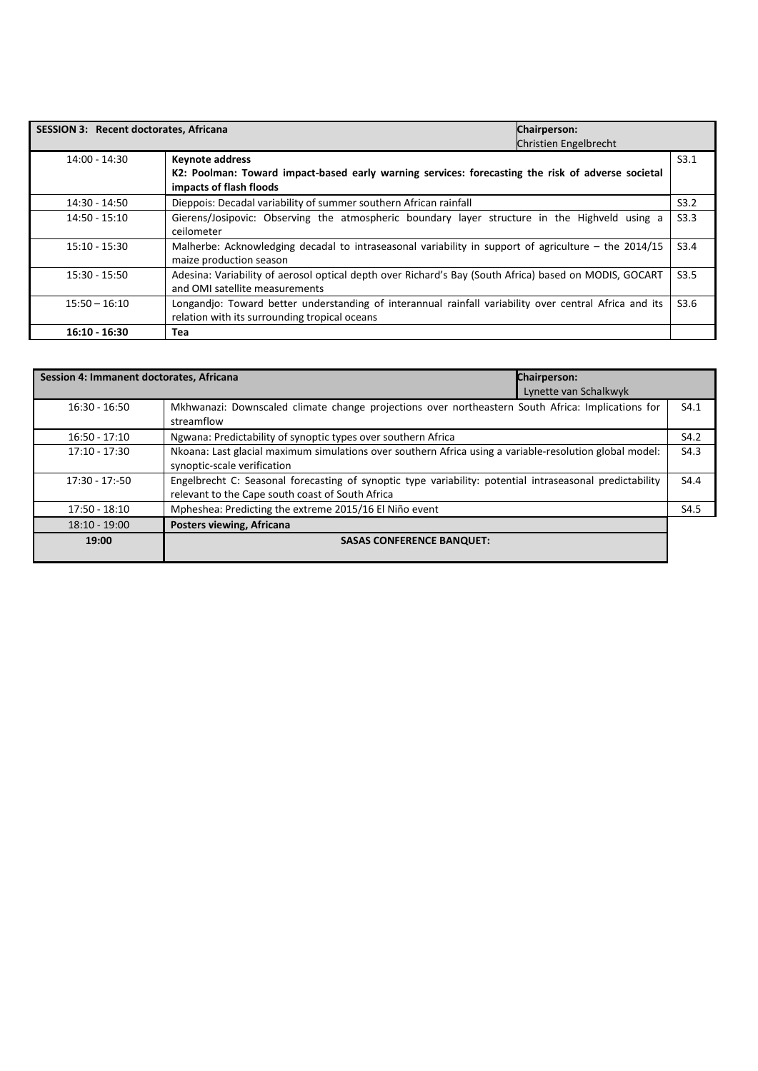| SESSION 3: Recent doctorates, Africana | | Chairperson: Christien Engelbrecht |
|---|---|---|
| 14:00 - 14:30 | **Keynote address** **K2: Poolman: Toward impact-based early warning services: forecasting the risk of adverse societal impacts of flash floods** | S3.1 |
| 14:30 - 14:50 | Dieppois: Decadal variability of summer southern African rainfall | S3.2 |
| 14:50 - 15:10 | Gierens/Josipovic: Observing the atmospheric boundary layer structure in the Highveld using a ceilometer | S3.3 |
| 15:10 - 15:30 | Malherbe: Acknowledging decadal to intraseasonal variability in support of agriculture – the 2014/15 maize production season | S3.4 |
| 15:30 - 15:50 | Adesina: Variability of aerosol optical depth over Richard's Bay (South Africa) based on MODIS, GOCART and OMI satellite measurements | S3.5 |
| 15:50 – 16:10 | Longandjo: Toward better understanding of interannual rainfall variability over central Africa and its relation with its surrounding tropical oceans | S3.6 |
| **16:10 - 16:30** | **Tea** | |

| Session 4: Immanent doctorates, Africana | | Chairperson: Lynette van Schalkwyk |
|---|---|---|
| 16:30 - 16:50 | Mkhwanazi: Downscaled climate change projections over northeastern South Africa: Implications for streamflow | S4.1 |
| 16:50 - 17:10 | Ngwana: Predictability of synoptic types over southern Africa | S4.2 |
| 17:10 - 17:30 | Nkoana: Last glacial maximum simulations over southern Africa using a variable-resolution global model: synoptic-scale verification | S4.3 |
| 17:30 - 17:-50 | Engelbrecht C: Seasonal forecasting of synoptic type variability: potential intraseasonal predictability relevant to the Cape south coast of South Africa | S4.4 |
| 17:50 - 18:10 | Mpheshea: Predicting the extreme 2015/16 El Niño event | S4.5 |
| 18:10 - 19:00 | **Posters viewing, Africana** | |
| **19:00** | **SASAS CONFERENCE BANQUET:** | |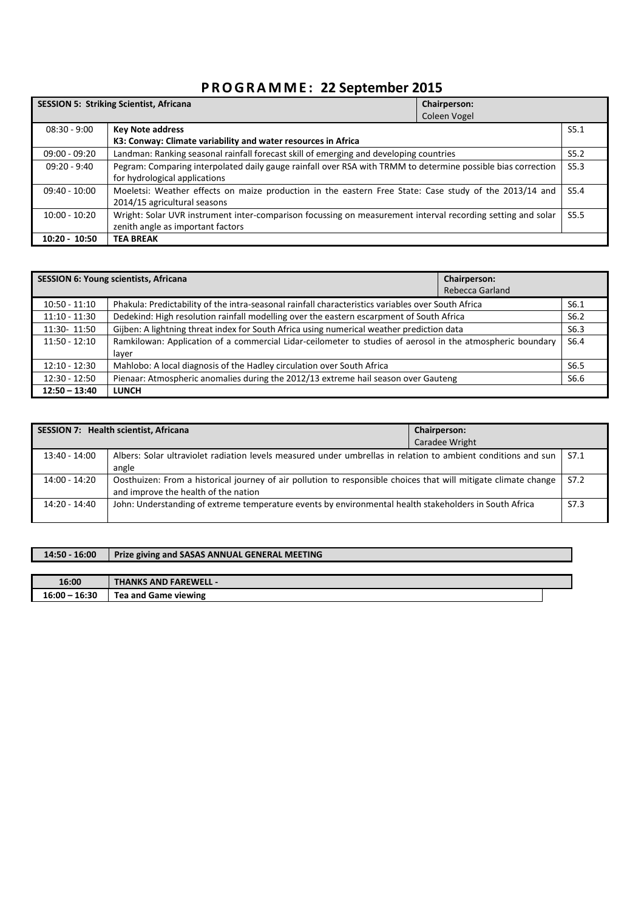# PROGRAMME: 22 September 2015

| SESSION 5: Striking Scientist, Africana | | Chairperson: Coleen Vogel |
|---|---|---|
| 08:30 - 9:00 | **Key Note address** **K3: Conway: Climate variability and water resources in Africa** | S5.1 |
| 09:00 - 09:20 | Landman: Ranking seasonal rainfall forecast skill of emerging and developing countries | S5.2 |
| 09:20 - 9:40 | Pegram: Comparing interpolated daily gauge rainfall over RSA with TRMM to determine possible bias correction for hydrological applications | S5.3 |
| 09:40 - 10:00 | Moeletsi: Weather effects on maize production in the eastern Free State: Case study of the 2013/14 and 2014/15 agricultural seasons | S5.4 |
| 10:00 - 10:20 | Wright: Solar UVR instrument inter-comparison focussing on measurement interval recording setting and solar zenith angle as important factors | S5.5 |
| **10:20 - 10:50** | **TEA BREAK** | |

| SESSION 6: Young scientists, Africana | | Chairperson: Rebecca Garland |
|---|---|---|
| 10:50 - 11:10 | Phakula: Predictability of the intra-seasonal rainfall characteristics variables over South Africa | S6.1 |
| 11:10 - 11:30 | Dedekind: High resolution rainfall modelling over the eastern escarpment of South Africa | S6.2 |
| 11:30- 11:50 | Gijben: A lightning threat index for South Africa using numerical weather prediction data | S6.3 |
| 11:50 - 12:10 | Ramkilowan: Application of a commercial Lidar-ceilometer to studies of aerosol in the atmospheric boundary layer | S6.4 |
| 12:10 - 12:30 | Mahlobo: A local diagnosis of the Hadley circulation over South Africa | S6.5 |
| 12:30 - 12:50 | Pienaar: Atmospheric anomalies during the 2012/13 extreme hail season over Gauteng | S6.6 |
| **12:50 – 13:40** | **LUNCH** | |

| SESSION 7: Health scientist, Africana | | Chairperson: Caradee Wright |
|---|---|---|
| 13:40 - 14:00 | Albers: Solar ultraviolet radiation levels measured under umbrellas in relation to ambient conditions and sun angle | S7.1 |
| 14:00 - 14:20 | Oosthuizen: From a historical journey of air pollution to responsible choices that will mitigate climate change and improve the health of the nation | S7.2 |
| 14:20 - 14:40 | John: Understanding of extreme temperature events by environmental health stakeholders in South Africa | S7.3 |

| | |
|---|---|
| **14:50 - 16:00** | **Prize giving and SASAS ANNUAL GENERAL MEETING** |

| | |
|---|---|
| **16:00** | **THANKS AND FAREWELL -** |
| **16:00 – 16:30** | **Tea and Game viewing** |